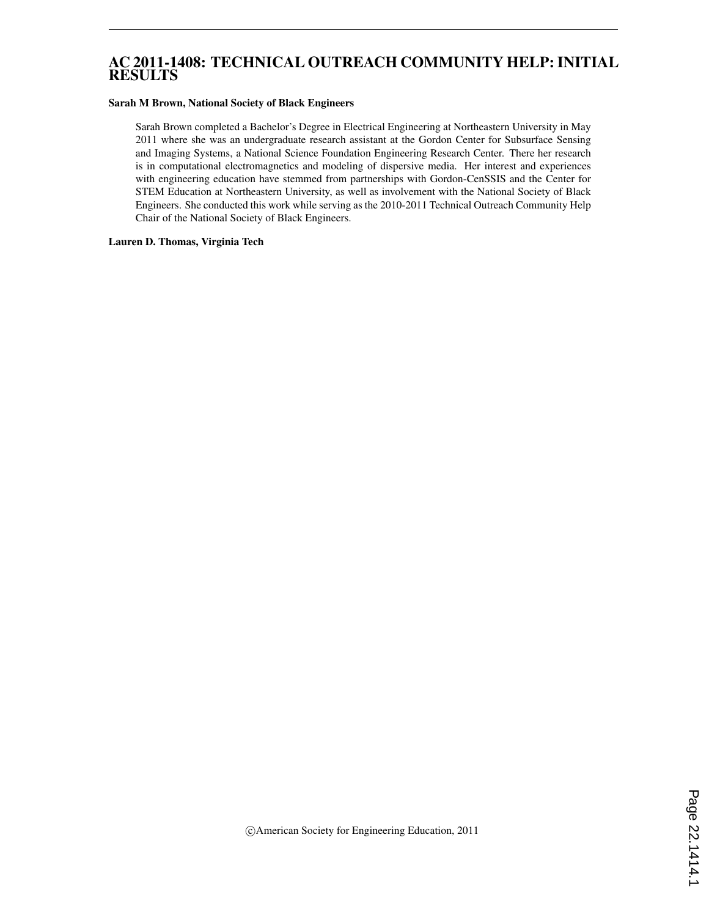# AC 2011-1408: TECHNICAL OUTREACH COMMUNITY HELP: INITIAL RESULTS

**Sarah M Brown, National Society of Black Engineers**

Sarah Brown completed a Bachelor's Degree in Electrical Engineering at Northeastern University in May 2011 where she was an undergraduate research assistant at the Gordon Center for Subsurface Sensing and Imaging Systems, a National Science Foundation Engineering Research Center. There her research is in computational electromagnetics and modeling of dispersive media. Her interest and experiences with engineering education have stemmed from partnerships with Gordon-CenSSIS and the Center for STEM Education at Northeastern University, as well as involvement with the National Society of Black Engineers. She conducted this work while serving as the 2010-2011 Technical Outreach Community Help Chair of the National Society of Black Engineers.

**Lauren D. Thomas, Virginia Tech**

©American Society for Engineering Education, 2011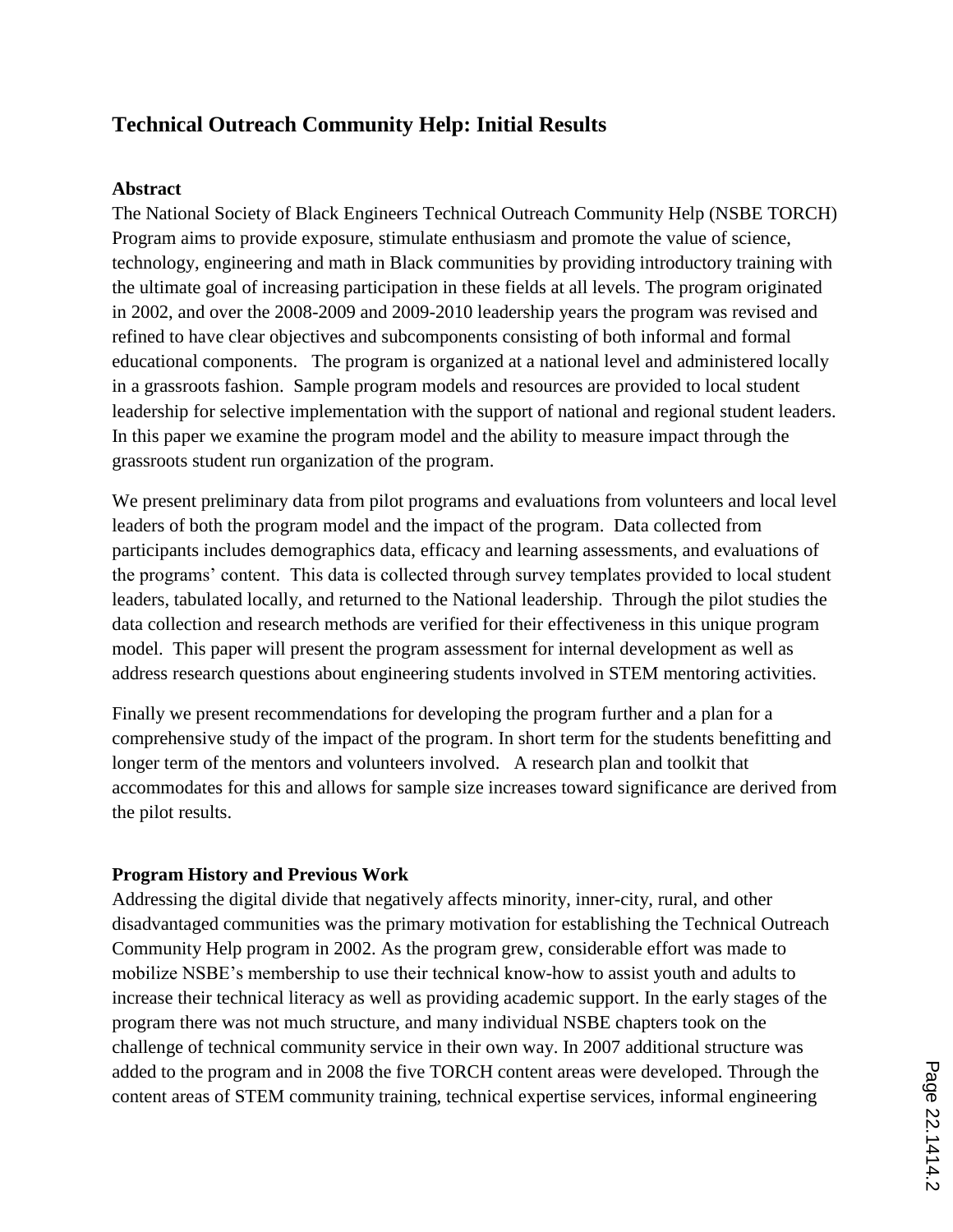## Technical Outreach Community Help: Initial Results

### Abstract

The National Society of Black Engineers Technical Outreach Community Help (NSBE TORCH) Program aims to provide exposure, stimulate enthusiasm and promote the value of science, technology, engineering and math in Black communities by providing introductory training with the ultimate goal of increasing participation in these fields at all levels. The program originated in 2002, and over the 2008-2009 and 2009-2010 leadership years the program was revised and refined to have clear objectives and subcomponents consisting of both informal and formal educational components. The program is organized at a national level and administered locally in a grassroots fashion. Sample program models and resources are provided to local student leadership for selective implementation with the support of national and regional student leaders. In this paper we examine the program model and the ability to measure impact through the grassroots student run organization of the program.

We present preliminary data from pilot programs and evaluations from volunteers and local level leaders of both the program model and the impact of the program. Data collected from participants includes demographics data, efficacy and learning assessments, and evaluations of the programs' content. This data is collected through survey templates provided to local student leaders, tabulated locally, and returned to the National leadership. Through the pilot studies the data collection and research methods are verified for their effectiveness in this unique program model. This paper will present the program assessment for internal development as well as address research questions about engineering students involved in STEM mentoring activities.

Finally we present recommendations for developing the program further and a plan for a comprehensive study of the impact of the program. In short term for the students benefitting and longer term of the mentors and volunteers involved. A research plan and toolkit that accommodates for this and allows for sample size increases toward significance are derived from the pilot results.

### Program History and Previous Work

Addressing the digital divide that negatively affects minority, inner-city, rural, and other disadvantaged communities was the primary motivation for establishing the Technical Outreach Community Help program in 2002. As the program grew, considerable effort was made to mobilize NSBE's membership to use their technical know-how to assist youth and adults to increase their technical literacy as well as providing academic support. In the early stages of the program there was not much structure, and many individual NSBE chapters took on the challenge of technical community service in their own way. In 2007 additional structure was added to the program and in 2008 the five TORCH content areas were developed. Through the content areas of STEM community training, technical expertise services, informal engineering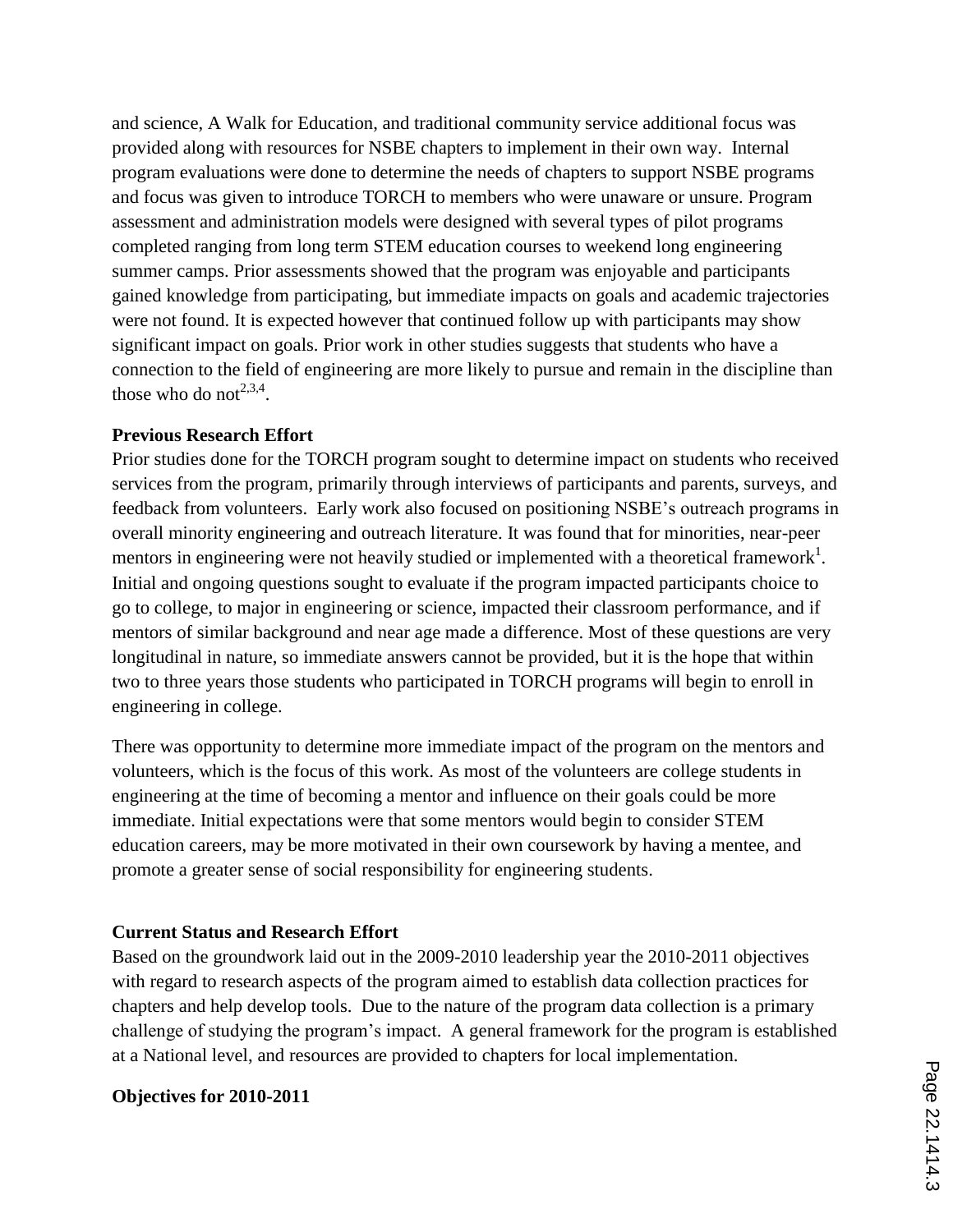and science, A Walk for Education, and traditional community service additional focus was provided along with resources for NSBE chapters to implement in their own way. Internal program evaluations were done to determine the needs of chapters to support NSBE programs and focus was given to introduce TORCH to members who were unaware or unsure. Program assessment and administration models were designed with several types of pilot programs completed ranging from long term STEM education courses to weekend long engineering summer camps. Prior assessments showed that the program was enjoyable and participants gained knowledge from participating, but immediate impacts on goals and academic trajectories were not found. It is expected however that continued follow up with participants may show significant impact on goals. Prior work in other studies suggests that students who have a connection to the field of engineering are more likely to pursue and remain in the discipline than those who do not[2,3,4].

**Previous Research Effort**

Prior studies done for the TORCH program sought to determine impact on students who received services from the program, primarily through interviews of participants and parents, surveys, and feedback from volunteers. Early work also focused on positioning NSBE's outreach programs in overall minority engineering and outreach literature. It was found that for minorities, near-peer mentors in engineering were not heavily studied or implemented with a theoretical framework[1]. Initial and ongoing questions sought to evaluate if the program impacted participants choice to go to college, to major in engineering or science, impacted their classroom performance, and if mentors of similar background and near age made a difference. Most of these questions are very longitudinal in nature, so immediate answers cannot be provided, but it is the hope that within two to three years those students who participated in TORCH programs will begin to enroll in engineering in college.

There was opportunity to determine more immediate impact of the program on the mentors and volunteers, which is the focus of this work. As most of the volunteers are college students in engineering at the time of becoming a mentor and influence on their goals could be more immediate. Initial expectations were that some mentors would begin to consider STEM education careers, may be more motivated in their own coursework by having a mentee, and promote a greater sense of social responsibility for engineering students.

**Current Status and Research Effort**

Based on the groundwork laid out in the 2009-2010 leadership year the 2010-2011 objectives with regard to research aspects of the program aimed to establish data collection practices for chapters and help develop tools. Due to the nature of the program data collection is a primary challenge of studying the program's impact. A general framework for the program is established at a National level, and resources are provided to chapters for local implementation.

**Objectives for 2010-2011**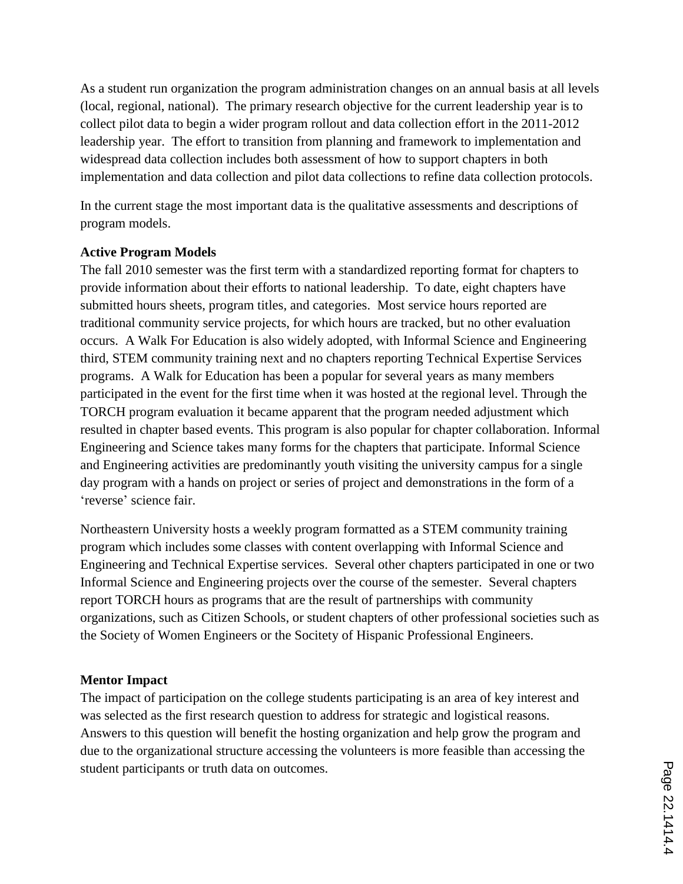As a student run organization the program administration changes on an annual basis at all levels (local, regional, national). The primary research objective for the current leadership year is to collect pilot data to begin a wider program rollout and data collection effort in the 2011-2012 leadership year. The effort to transition from planning and framework to implementation and widespread data collection includes both assessment of how to support chapters in both implementation and data collection and pilot data collections to refine data collection protocols.

In the current stage the most important data is the qualitative assessments and descriptions of program models.

**Active Program Models**

The fall 2010 semester was the first term with a standardized reporting format for chapters to provide information about their efforts to national leadership. To date, eight chapters have submitted hours sheets, program titles, and categories. Most service hours reported are traditional community service projects, for which hours are tracked, but no other evaluation occurs. A Walk For Education is also widely adopted, with Informal Science and Engineering third, STEM community training next and no chapters reporting Technical Expertise Services programs. A Walk for Education has been a popular for several years as many members participated in the event for the first time when it was hosted at the regional level. Through the TORCH program evaluation it became apparent that the program needed adjustment which resulted in chapter based events. This program is also popular for chapter collaboration. Informal Engineering and Science takes many forms for the chapters that participate. Informal Science and Engineering activities are predominantly youth visiting the university campus for a single day program with a hands on project or series of project and demonstrations in the form of a 'reverse' science fair.

Northeastern University hosts a weekly program formatted as a STEM community training program which includes some classes with content overlapping with Informal Science and Engineering and Technical Expertise services. Several other chapters participated in one or two Informal Science and Engineering projects over the course of the semester. Several chapters report TORCH hours as programs that are the result of partnerships with community organizations, such as Citizen Schools, or student chapters of other professional societies such as the Society of Women Engineers or the Socitety of Hispanic Professional Engineers.

**Mentor Impact**

The impact of participation on the college students participating is an area of key interest and was selected as the first research question to address for strategic and logistical reasons. Answers to this question will benefit the hosting organization and help grow the program and due to the organizational structure accessing the volunteers is more feasible than accessing the student participants or truth data on outcomes.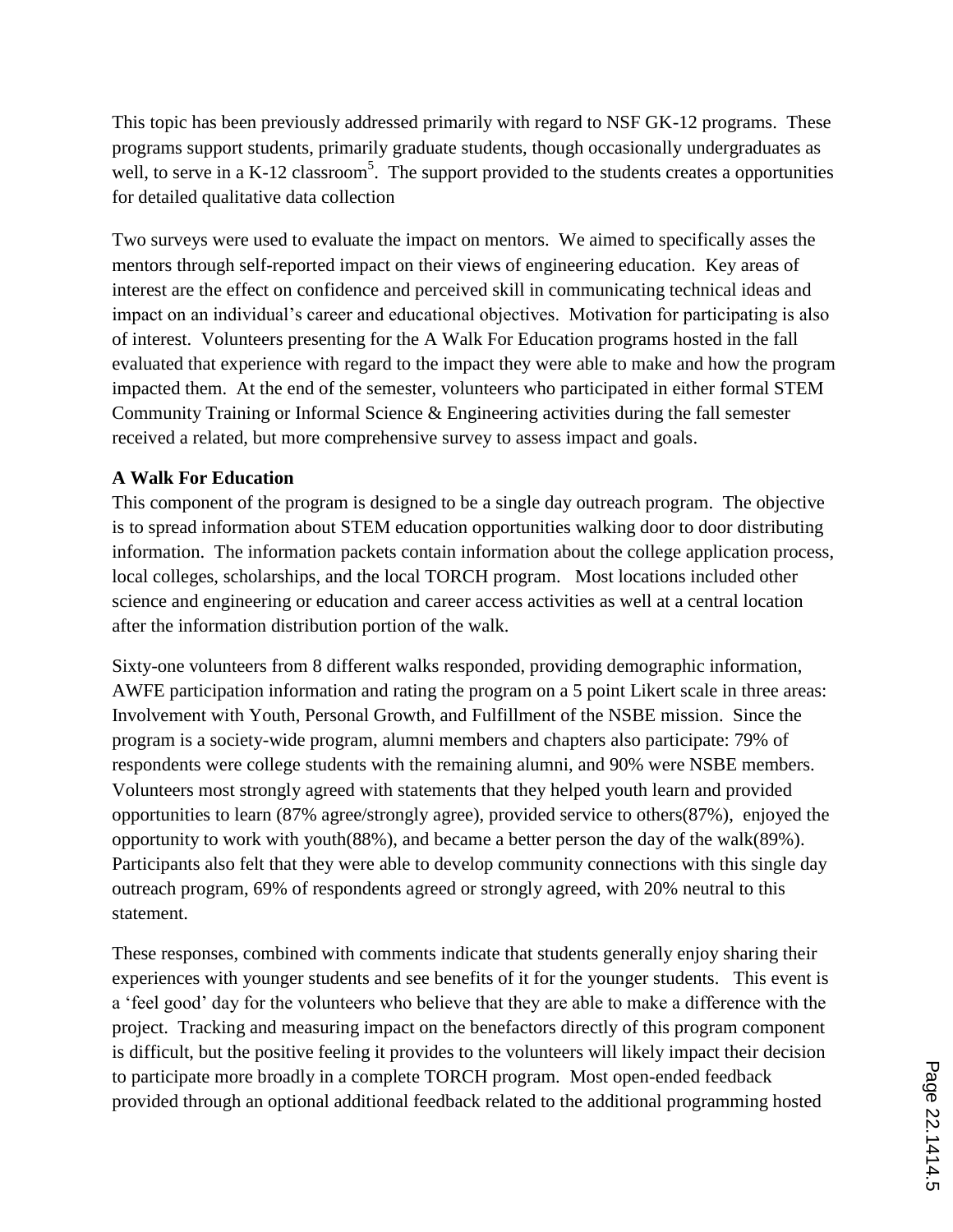This topic has been previously addressed primarily with regard to NSF GK-12 programs. These programs support students, primarily graduate students, though occasionally undergraduates as well, to serve in a K-12 classroom[5]. The support provided to the students creates a opportunities for detailed qualitative data collection

Two surveys were used to evaluate the impact on mentors. We aimed to specifically asses the mentors through self-reported impact on their views of engineering education. Key areas of interest are the effect on confidence and perceived skill in communicating technical ideas and impact on an individual's career and educational objectives. Motivation for participating is also of interest. Volunteers presenting for the A Walk For Education programs hosted in the fall evaluated that experience with regard to the impact they were able to make and how the program impacted them. At the end of the semester, volunteers who participated in either formal STEM Community Training or Informal Science & Engineering activities during the fall semester received a related, but more comprehensive survey to assess impact and goals.

**A Walk For Education**

This component of the program is designed to be a single day outreach program. The objective is to spread information about STEM education opportunities walking door to door distributing information. The information packets contain information about the college application process, local colleges, scholarships, and the local TORCH program. Most locations included other science and engineering or education and career access activities as well at a central location after the information distribution portion of the walk.

Sixty-one volunteers from 8 different walks responded, providing demographic information, AWFE participation information and rating the program on a 5 point Likert scale in three areas: Involvement with Youth, Personal Growth, and Fulfillment of the NSBE mission. Since the program is a society-wide program, alumni members and chapters also participate: 79% of respondents were college students with the remaining alumni, and 90% were NSBE members. Volunteers most strongly agreed with statements that they helped youth learn and provided opportunities to learn (87% agree/strongly agree), provided service to others(87%), enjoyed the opportunity to work with youth(88%), and became a better person the day of the walk(89%). Participants also felt that they were able to develop community connections with this single day outreach program, 69% of respondents agreed or strongly agreed, with 20% neutral to this statement.

These responses, combined with comments indicate that students generally enjoy sharing their experiences with younger students and see benefits of it for the younger students. This event is a 'feel good' day for the volunteers who believe that they are able to make a difference with the project. Tracking and measuring impact on the benefactors directly of this program component is difficult, but the positive feeling it provides to the volunteers will likely impact their decision to participate more broadly in a complete TORCH program. Most open-ended feedback provided through an optional additional feedback related to the additional programming hosted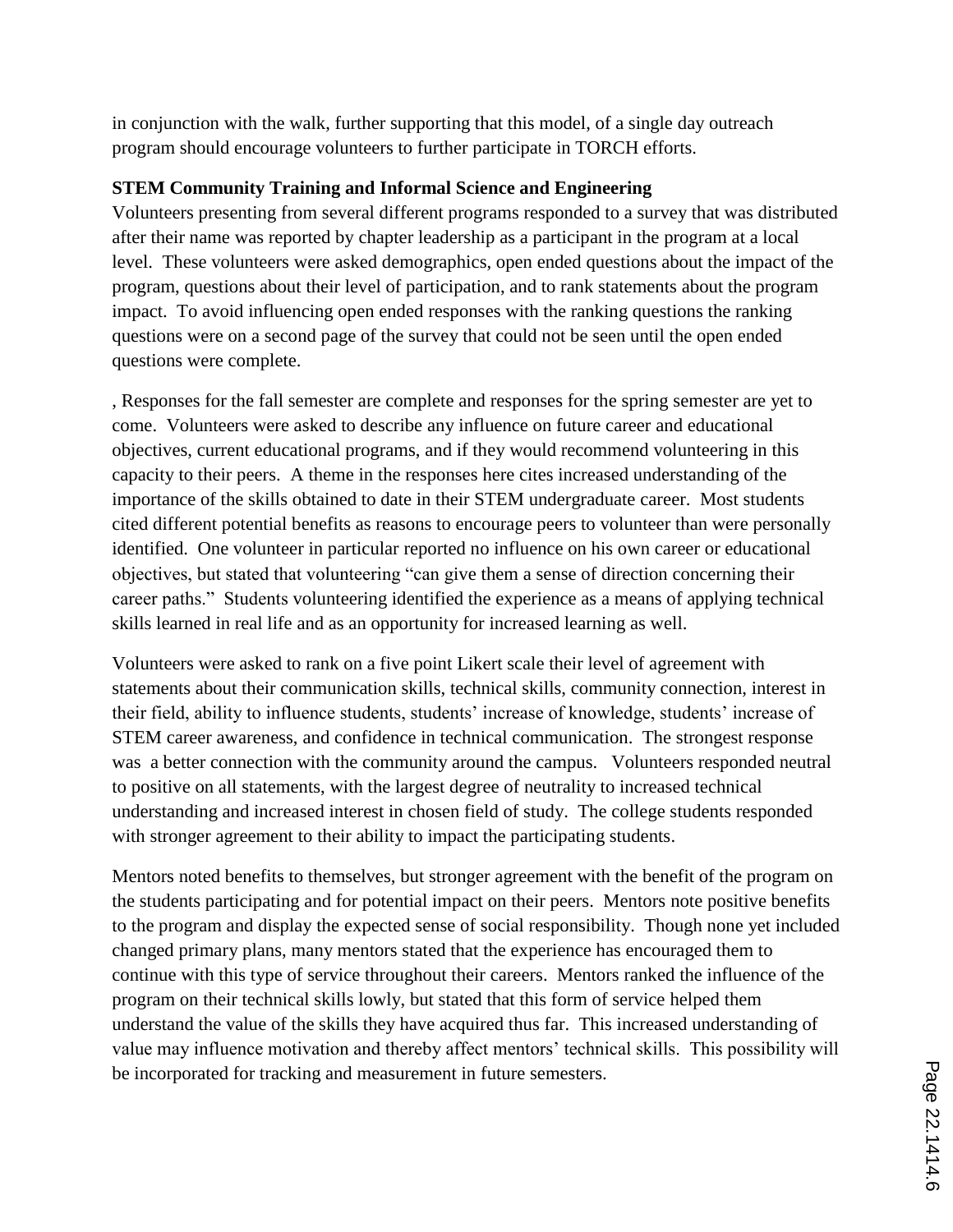in conjunction with the walk, further supporting that this model, of a single day outreach program should encourage volunteers to further participate in TORCH efforts.

**STEM Community Training and Informal Science and Engineering**

Volunteers presenting from several different programs responded to a survey that was distributed after their name was reported by chapter leadership as a participant in the program at a local level. These volunteers were asked demographics, open ended questions about the impact of the program, questions about their level of participation, and to rank statements about the program impact. To avoid influencing open ended responses with the ranking questions the ranking questions were on a second page of the survey that could not be seen until the open ended questions were complete.

, Responses for the fall semester are complete and responses for the spring semester are yet to come. Volunteers were asked to describe any influence on future career and educational objectives, current educational programs, and if they would recommend volunteering in this capacity to their peers. A theme in the responses here cites increased understanding of the importance of the skills obtained to date in their STEM undergraduate career. Most students cited different potential benefits as reasons to encourage peers to volunteer than were personally identified. One volunteer in particular reported no influence on his own career or educational objectives, but stated that volunteering "can give them a sense of direction concerning their career paths." Students volunteering identified the experience as a means of applying technical skills learned in real life and as an opportunity for increased learning as well.

Volunteers were asked to rank on a five point Likert scale their level of agreement with statements about their communication skills, technical skills, community connection, interest in their field, ability to influence students, students' increase of knowledge, students' increase of STEM career awareness, and confidence in technical communication. The strongest response was a better connection with the community around the campus. Volunteers responded neutral to positive on all statements, with the largest degree of neutrality to increased technical understanding and increased interest in chosen field of study. The college students responded with stronger agreement to their ability to impact the participating students.

Mentors noted benefits to themselves, but stronger agreement with the benefit of the program on the students participating and for potential impact on their peers. Mentors note positive benefits to the program and display the expected sense of social responsibility. Though none yet included changed primary plans, many mentors stated that the experience has encouraged them to continue with this type of service throughout their careers. Mentors ranked the influence of the program on their technical skills lowly, but stated that this form of service helped them understand the value of the skills they have acquired thus far. This increased understanding of value may influence motivation and thereby affect mentors' technical skills. This possibility will be incorporated for tracking and measurement in future semesters.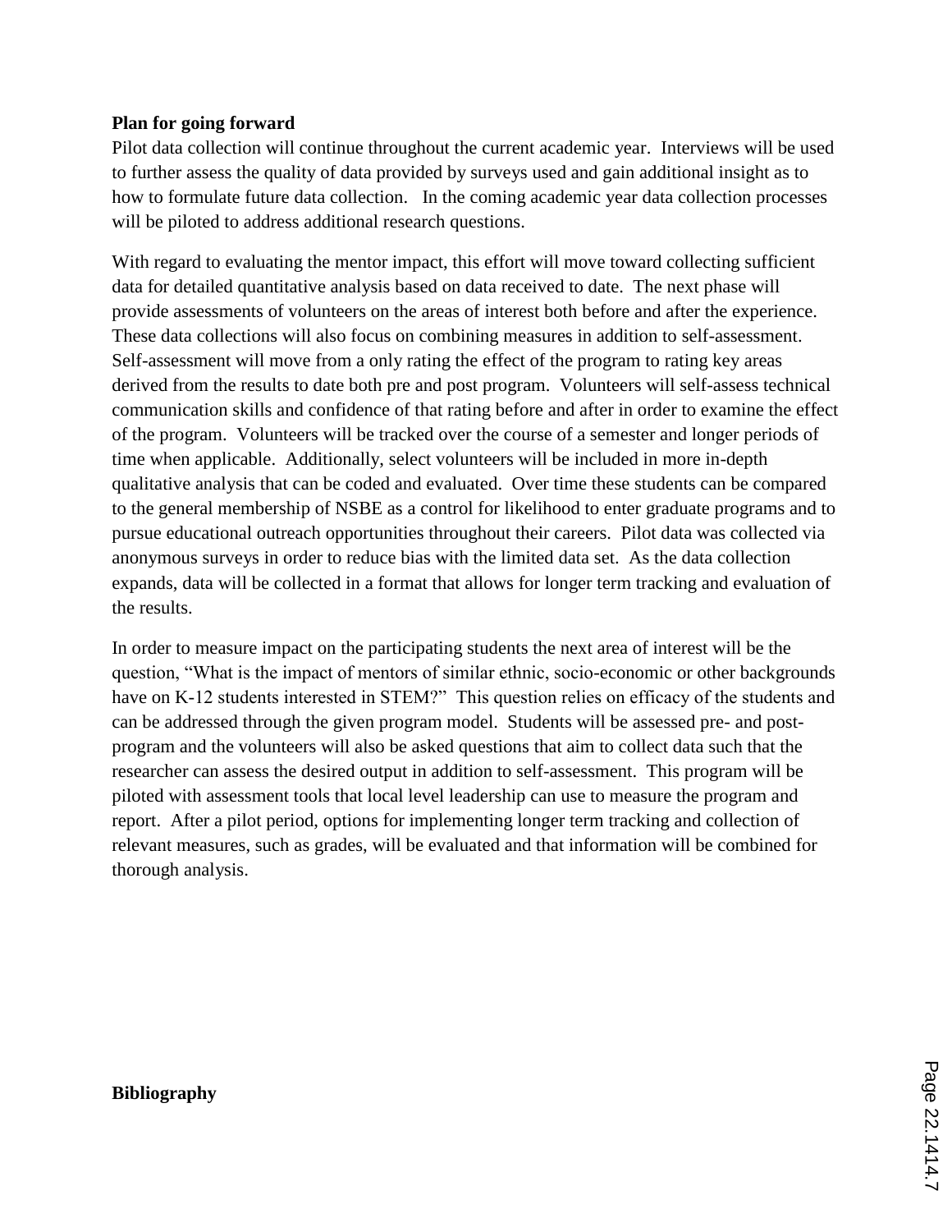**Plan for going forward**

Pilot data collection will continue throughout the current academic year. Interviews will be used to further assess the quality of data provided by surveys used and gain additional insight as to how to formulate future data collection. In the coming academic year data collection processes will be piloted to address additional research questions.

With regard to evaluating the mentor impact, this effort will move toward collecting sufficient data for detailed quantitative analysis based on data received to date. The next phase will provide assessments of volunteers on the areas of interest both before and after the experience. These data collections will also focus on combining measures in addition to self-assessment. Self-assessment will move from a only rating the effect of the program to rating key areas derived from the results to date both pre and post program. Volunteers will self-assess technical communication skills and confidence of that rating before and after in order to examine the effect of the program. Volunteers will be tracked over the course of a semester and longer periods of time when applicable. Additionally, select volunteers will be included in more in-depth qualitative analysis that can be coded and evaluated. Over time these students can be compared to the general membership of NSBE as a control for likelihood to enter graduate programs and to pursue educational outreach opportunities throughout their careers. Pilot data was collected via anonymous surveys in order to reduce bias with the limited data set. As the data collection expands, data will be collected in a format that allows for longer term tracking and evaluation of the results.

In order to measure impact on the participating students the next area of interest will be the question, "What is the impact of mentors of similar ethnic, socio-economic or other backgrounds have on K-12 students interested in STEM?" This question relies on efficacy of the students and can be addressed through the given program model. Students will be assessed pre- and post-program and the volunteers will also be asked questions that aim to collect data such that the researcher can assess the desired output in addition to self-assessment. This program will be piloted with assessment tools that local level leadership can use to measure the program and report. After a pilot period, options for implementing longer term tracking and collection of relevant measures, such as grades, will be evaluated and that information will be combined for thorough analysis.

**Bibliography**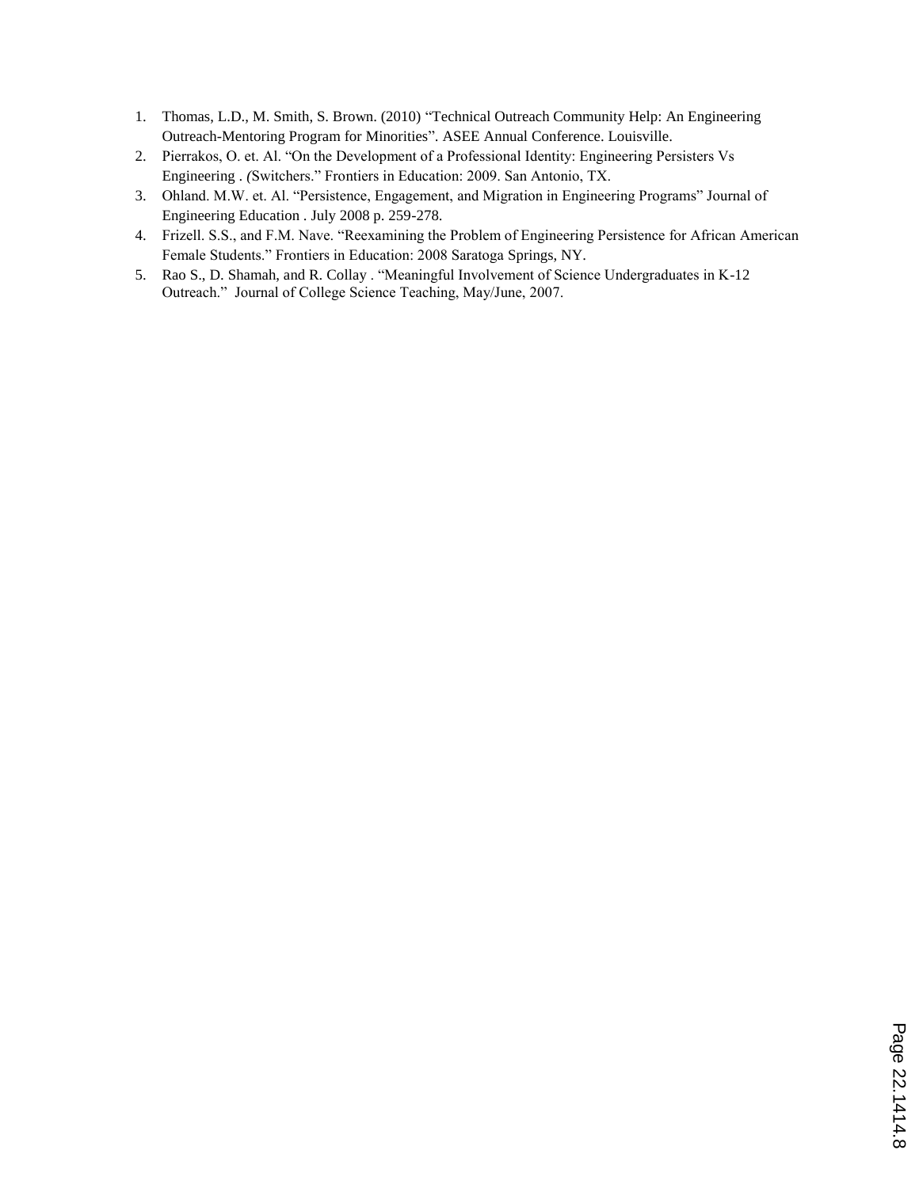1. Thomas, L.D., M. Smith, S. Brown. (2010) "Technical Outreach Community Help: An Engineering Outreach-Mentoring Program for Minorities". ASEE Annual Conference. Louisville.
2. Pierrakos, O. et. Al. "On the Development of a Professional Identity: Engineering Persisters Vs Engineering . *(*Switchers." Frontiers in Education: 2009. San Antonio, TX.
3. Ohland. M.W. et. Al. "Persistence, Engagement, and Migration in Engineering Programs" Journal of Engineering Education . July 2008 p. 259-278.
4. Frizell. S.S., and F.M. Nave. "Reexamining the Problem of Engineering Persistence for African American Female Students." Frontiers in Education: 2008 Saratoga Springs, NY.
5. Rao S., D. Shamah, and R. Collay . "Meaningful Involvement of Science Undergraduates in K-12 Outreach." Journal of College Science Teaching, May/June, 2007.